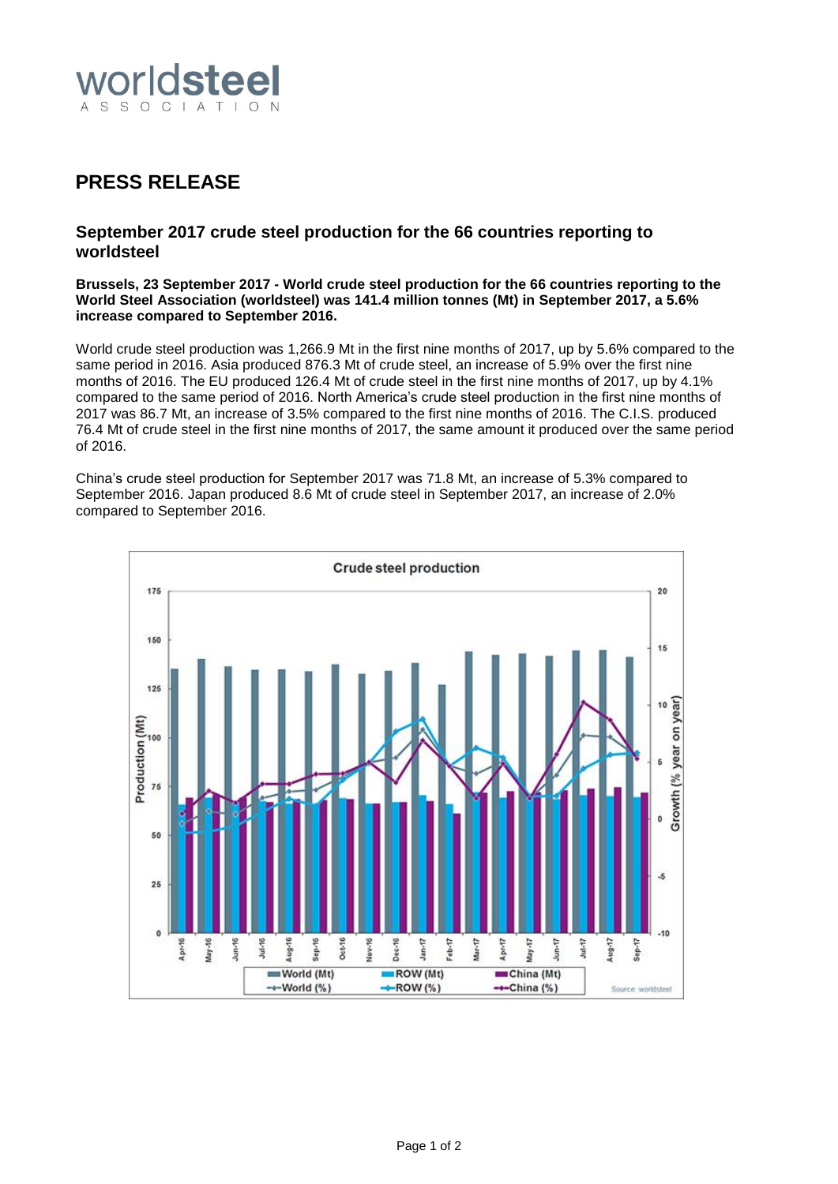![worldsteel ASSOCIATION]

# PRESS RELEASE

## September 2017 crude steel production for the 66 countries reporting to worldsteel

**Brussels, 23 September 2017 - World crude steel production for the 66 countries reporting to the World Steel Association (worldsteel) was 141.4 million tonnes (Mt) in September 2017, a 5.6% increase compared to September 2016.**

World crude steel production was 1,266.9 Mt in the first nine months of 2017, up by 5.6% compared to the same period in 2016. Asia produced 876.3 Mt of crude steel, an increase of 5.9% over the first nine months of 2016. The EU produced 126.4 Mt of crude steel in the first nine months of 2017, up by 4.1% compared to the same period of 2016. North America's crude steel production in the first nine months of 2017 was 86.7 Mt, an increase of 3.5% compared to the first nine months of 2016. The C.I.S. produced 76.4 Mt of crude steel in the first nine months of 2017, the same amount it produced over the same period of 2016.

China's crude steel production for September 2017 was 71.8 Mt, an increase of 5.3% compared to September 2016. Japan produced 8.6 Mt of crude steel in September 2017, an increase of 2.0% compared to September 2016.

**Crude steel production**

Production (Mt) / Growth (% year on year)

Legend: World (Mt), ROW (Mt), China (Mt), World (%), ROW (%), China (%)

Months: Apr-16, May-16, Jun-16, Jul-16, Aug-16, Sep-16, Oct-16, Nov-16, Dec-16, Jan-17, Feb-17, Mar-17, Apr-17, May-17, Jun-17, Jul-17, Aug-17, Sep-17

Source: worldsteel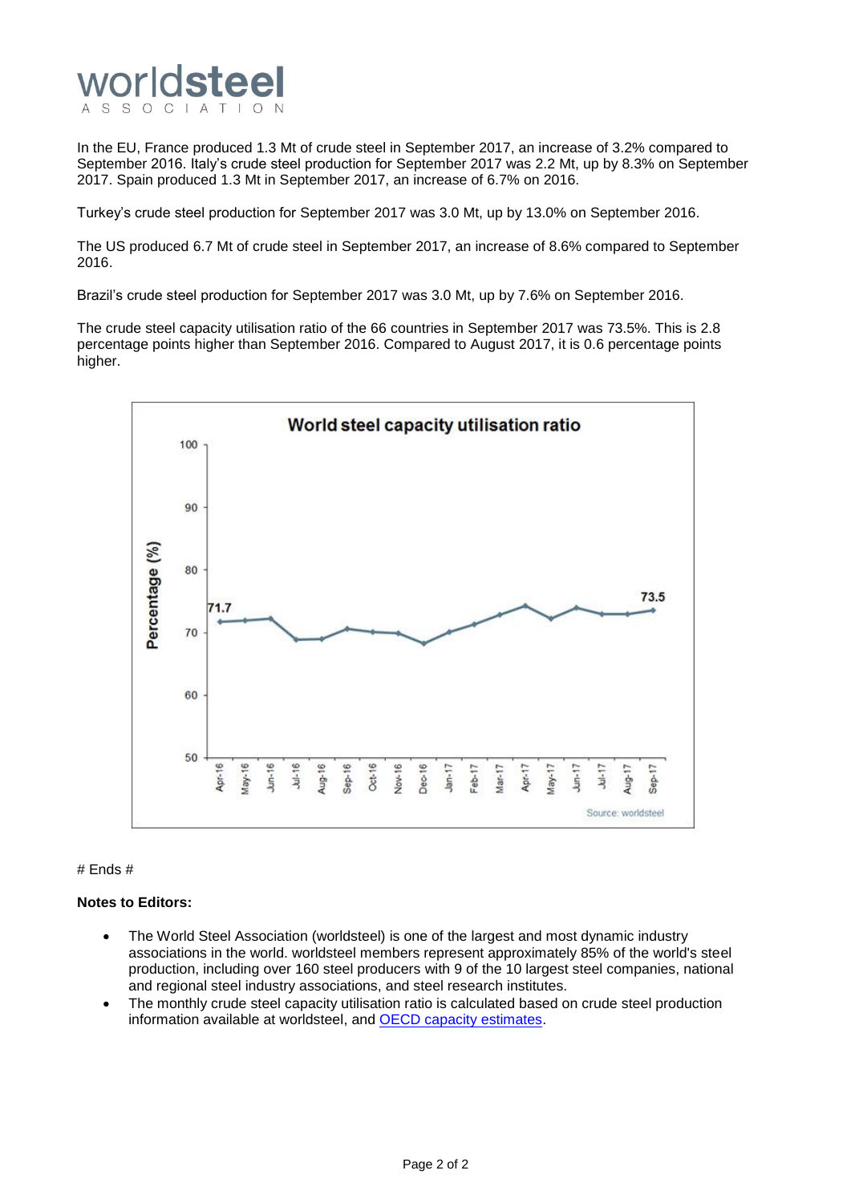In the EU, France produced 1.3 Mt of crude steel in September 2017, an increase of 3.2% compared to September 2016. Italy's crude steel production for September 2017 was 2.2 Mt, up by 8.3% on September 2017. Spain produced 1.3 Mt in September 2017, an increase of 6.7% on 2016.

Turkey's crude steel production for September 2017 was 3.0 Mt, up by 13.0% on September 2016.

The US produced 6.7 Mt of crude steel in September 2017, an increase of 8.6% compared to September 2016.

Brazil's crude steel production for September 2017 was 3.0 Mt, up by 7.6% on September 2016.

The crude steel capacity utilisation ratio of the 66 countries in September 2017 was 73.5%. This is 2.8 percentage points higher than September 2016. Compared to August 2017, it is 0.6 percentage points higher.

World steel capacity utilisation ratio

Percentage (%)

100
90
80
70
60
50

71.7
73.5

Apr-16
May-16
Jun-16
Jul-16
Aug-16
Sep-16
Oct-16
Nov-16
Dec-16
Jan-17
Feb-17
Mar-17
Apr-17
May-17
Jun-17
Jul-17
Aug-17
Sep-17

Source: worldsteel

# Ends #

**Notes to Editors:**

- The World Steel Association (worldsteel) is one of the largest and most dynamic industry associations in the world. worldsteel members represent approximately 85% of the world's steel production, including over 160 steel producers with 9 of the 10 largest steel companies, national and regional steel industry associations, and steel research institutes.
- The monthly crude steel capacity utilisation ratio is calculated based on crude steel production information available at worldsteel, and OECD capacity estimates.